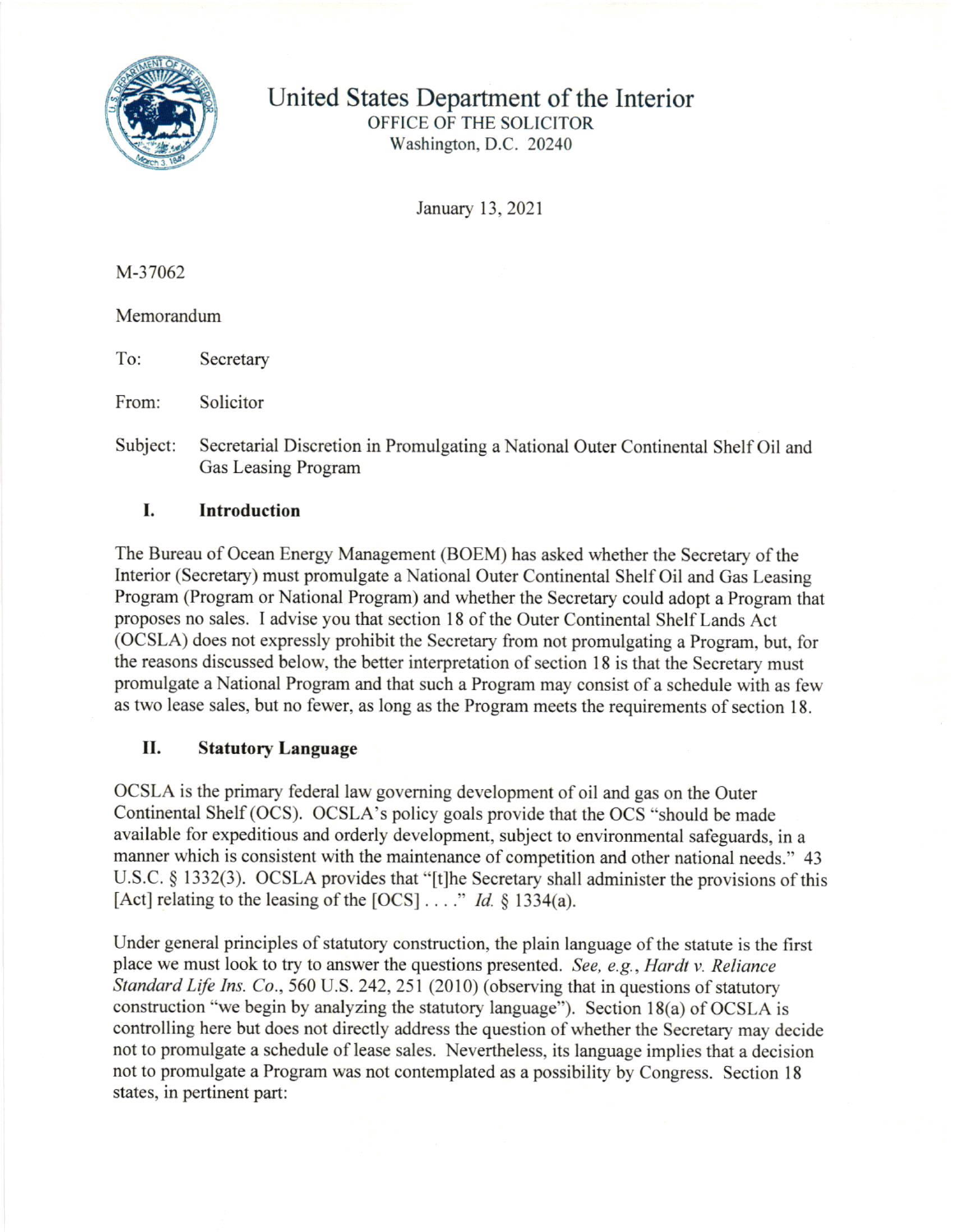# United States Department of the Interior

OFFICE OF THE SOLICITOR
Washington, D.C. 20240

January 13, 2021

M-37062

Memorandum

To: Secretary

From: Solicitor

Subject: Secretarial Discretion in Promulgating a National Outer Continental Shelf Oil and Gas Leasing Program

## I. Introduction

The Bureau of Ocean Energy Management (BOEM) has asked whether the Secretary of the Interior (Secretary) must promulgate a National Outer Continental Shelf Oil and Gas Leasing Program (Program or National Program) and whether the Secretary could adopt a Program that proposes no sales. I advise you that section 18 of the Outer Continental Shelf Lands Act (OCSLA) does not expressly prohibit the Secretary from not promulgating a Program, but, for the reasons discussed below, the better interpretation of section 18 is that the Secretary must promulgate a National Program and that such a Program may consist of a schedule with as few as two lease sales, but no fewer, as long as the Program meets the requirements of section 18.

## II. Statutory Language

OCSLA is the primary federal law governing development of oil and gas on the Outer Continental Shelf (OCS). OCSLA's policy goals provide that the OCS "should be made available for expeditious and orderly development, subject to environmental safeguards, in a manner which is consistent with the maintenance of competition and other national needs." 43 U.S.C. § 1332(3). OCSLA provides that "[t]he Secretary shall administer the provisions of this [Act] relating to the leasing of the [OCS] . . . ." *Id.* § 1334(a).

Under general principles of statutory construction, the plain language of the statute is the first place we must look to try to answer the questions presented. *See, e.g.*, *Hardt v. Reliance Standard Life Ins. Co.*, 560 U.S. 242, 251 (2010) (observing that in questions of statutory construction "we begin by analyzing the statutory language"). Section 18(a) of OCSLA is controlling here but does not directly address the question of whether the Secretary may decide not to promulgate a schedule of lease sales. Nevertheless, its language implies that a decision not to promulgate a Program was not contemplated as a possibility by Congress. Section 18 states, in pertinent part: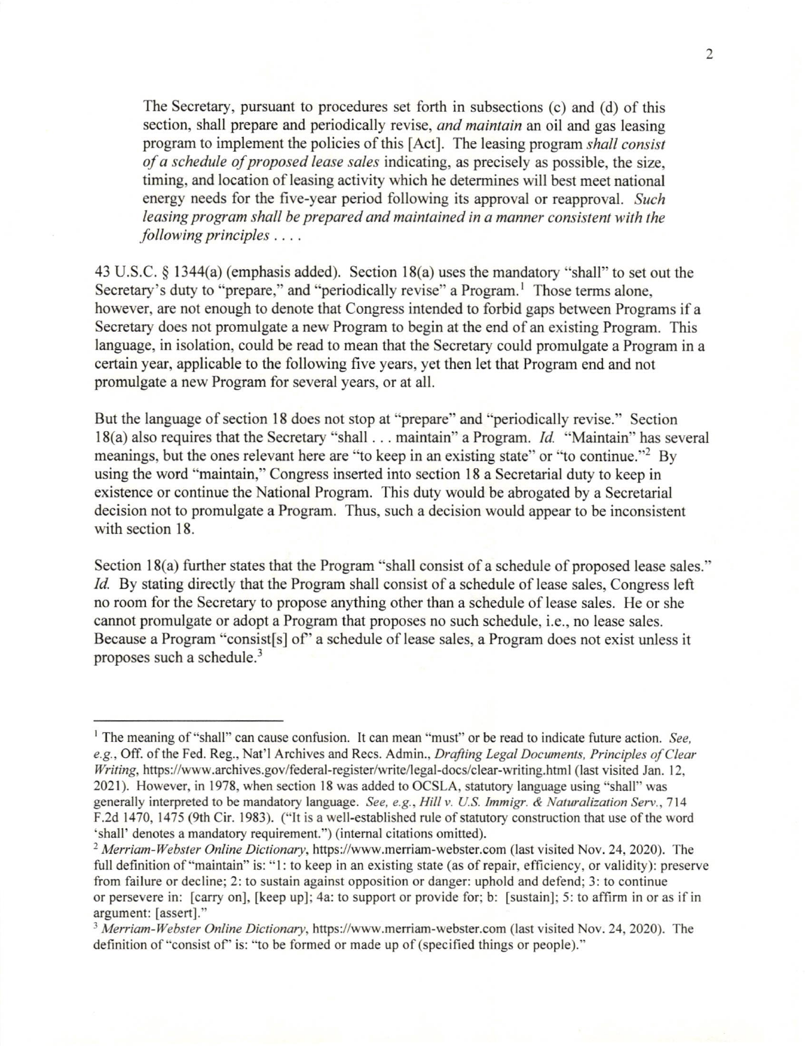> The Secretary, pursuant to procedures set forth in subsections (c) and (d) of this section, shall prepare and periodically revise, *and maintain* an oil and gas leasing program to implement the policies of this [Act]. The leasing program *shall consist of a schedule of proposed lease sales* indicating, as precisely as possible, the size, timing, and location of leasing activity which he determines will best meet national energy needs for the five-year period following its approval or reapproval. *Such leasing program shall be prepared and maintained in a manner consistent with the following principles . . . .*

43 U.S.C. § 1344(a) (emphasis added). Section 18(a) uses the mandatory "shall" to set out the Secretary's duty to "prepare," and "periodically revise" a Program.[1] Those terms alone, however, are not enough to denote that Congress intended to forbid gaps between Programs if a Secretary does not promulgate a new Program to begin at the end of an existing Program. This language, in isolation, could be read to mean that the Secretary could promulgate a Program in a certain year, applicable to the following five years, yet then let that Program end and not promulgate a new Program for several years, or at all.

But the language of section 18 does not stop at "prepare" and "periodically revise." Section 18(a) also requires that the Secretary "shall . . . maintain" a Program. *Id.* "Maintain" has several meanings, but the ones relevant here are "to keep in an existing state" or "to continue."[2] By using the word "maintain," Congress inserted into section 18 a Secretarial duty to keep in existence or continue the National Program. This duty would be abrogated by a Secretarial decision not to promulgate a Program. Thus, such a decision would appear to be inconsistent with section 18.

Section 18(a) further states that the Program "shall consist of a schedule of proposed lease sales." *Id.* By stating directly that the Program shall consist of a schedule of lease sales, Congress left no room for the Secretary to propose anything other than a schedule of lease sales. He or she cannot promulgate or adopt a Program that proposes no such schedule, i.e., no lease sales. Because a Program "consist[s] of" a schedule of lease sales, a Program does not exist unless it proposes such a schedule.[3]

---

[1] The meaning of "shall" can cause confusion. It can mean "must" or be read to indicate future action. *See, e.g.*, Off. of the Fed. Reg., Nat'l Archives and Recs. Admin., *Drafting Legal Documents, Principles of Clear Writing*, https://www.archives.gov/federal-register/write/legal-docs/clear-writing.html (last visited Jan. 12, 2021). However, in 1978, when section 18 was added to OCSLA, statutory language using "shall" was generally interpreted to be mandatory language. *See, e.g., Hill v. U.S. Immigr. & Naturalization Serv.*, 714 F.2d 1470, 1475 (9th Cir. 1983). ("It is a well-established rule of statutory construction that use of the word 'shall' denotes a mandatory requirement.") (internal citations omitted).

[2] *Merriam-Webster Online Dictionary*, https://www.merriam-webster.com (last visited Nov. 24, 2020). The full definition of "maintain" is: "1: to keep in an existing state (as of repair, efficiency, or validity): preserve from failure or decline; 2: to sustain against opposition or danger: uphold and defend; 3: to continue or persevere in: [carry on], [keep up]; 4a: to support or provide for; b: [sustain]; 5: to affirm in or as if in argument: [assert]."

[3] *Merriam-Webster Online Dictionary*, https://www.merriam-webster.com (last visited Nov. 24, 2020). The definition of "consist of" is: "to be formed or made up of (specified things or people)."